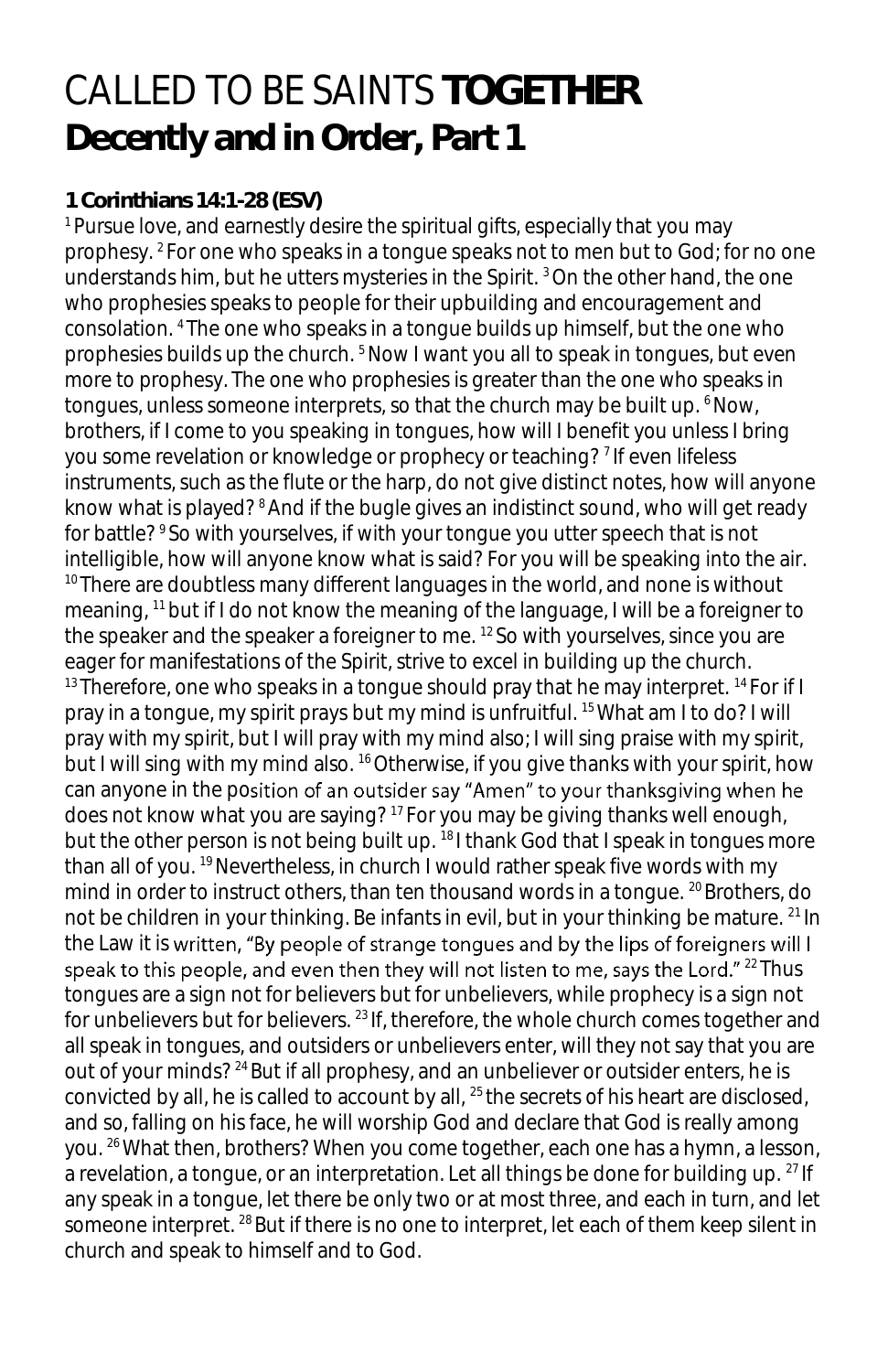# CALLED TO BE SAINTS **TOGETHER**
## Decently and in Order, Part 1

**1 Corinthians 14:1-28 (ESV)**

[1] Pursue love, and earnestly desire the spiritual gifts, especially that you may prophesy. [2] For one who speaks in a tongue speaks not to men but to God; for no one understands him, but he utters mysteries in the Spirit. [3] On the other hand, the one who prophesies speaks to people for their upbuilding and encouragement and consolation. [4] The one who speaks in a tongue builds up himself, but the one who prophesies builds up the church. [5] Now I want you all to speak in tongues, but even more to prophesy. The one who prophesies is greater than the one who speaks in tongues, unless someone interprets, so that the church may be built up. [6] Now, brothers, if I come to you speaking in tongues, how will I benefit you unless I bring you some revelation or knowledge or prophecy or teaching? [7] If even lifeless instruments, such as the flute or the harp, do not give distinct notes, how will anyone know what is played? [8] And if the bugle gives an indistinct sound, who will get ready for battle? [9] So with yourselves, if with your tongue you utter speech that is not intelligible, how will anyone know what is said? For you will be speaking into the air. [10] There are doubtless many different languages in the world, and none is without meaning, [11] but if I do not know the meaning of the language, I will be a foreigner to the speaker and the speaker a foreigner to me. [12] So with yourselves, since you are eager for manifestations of the Spirit, strive to excel in building up the church. [13] Therefore, one who speaks in a tongue should pray that he may interpret. [14] For if I pray in a tongue, my spirit prays but my mind is unfruitful. [15] What am I to do? I will pray with my spirit, but I will pray with my mind also; I will sing praise with my spirit, but I will sing with my mind also. [16] Otherwise, if you give thanks with your spirit, how can anyone in the position of an outsider say "Amen" to your thanksgiving when he does not know what you are saying? [17] For you may be giving thanks well enough, but the other person is not being built up. [18] I thank God that I speak in tongues more than all of you. [19] Nevertheless, in church I would rather speak five words with my mind in order to instruct others, than ten thousand words in a tongue. [20] Brothers, do not be children in your thinking. Be infants in evil, but in your thinking be mature. [21] In the Law it is written, "By people of strange tongues and by the lips of foreigners will I speak to this people, and even then they will not listen to me, says the Lord." [22] Thus tongues are a sign not for believers but for unbelievers, while prophecy is a sign not for unbelievers but for believers. [23] If, therefore, the whole church comes together and all speak in tongues, and outsiders or unbelievers enter, will they not say that you are out of your minds? [24] But if all prophesy, and an unbeliever or outsider enters, he is convicted by all, he is called to account by all, [25] the secrets of his heart are disclosed, and so, falling on his face, he will worship God and declare that God is really among you. [26] What then, brothers? When you come together, each one has a hymn, a lesson, a revelation, a tongue, or an interpretation. Let all things be done for building up. [27] If any speak in a tongue, let there be only two or at most three, and each in turn, and let someone interpret. [28] But if there is no one to interpret, let each of them keep silent in church and speak to himself and to God.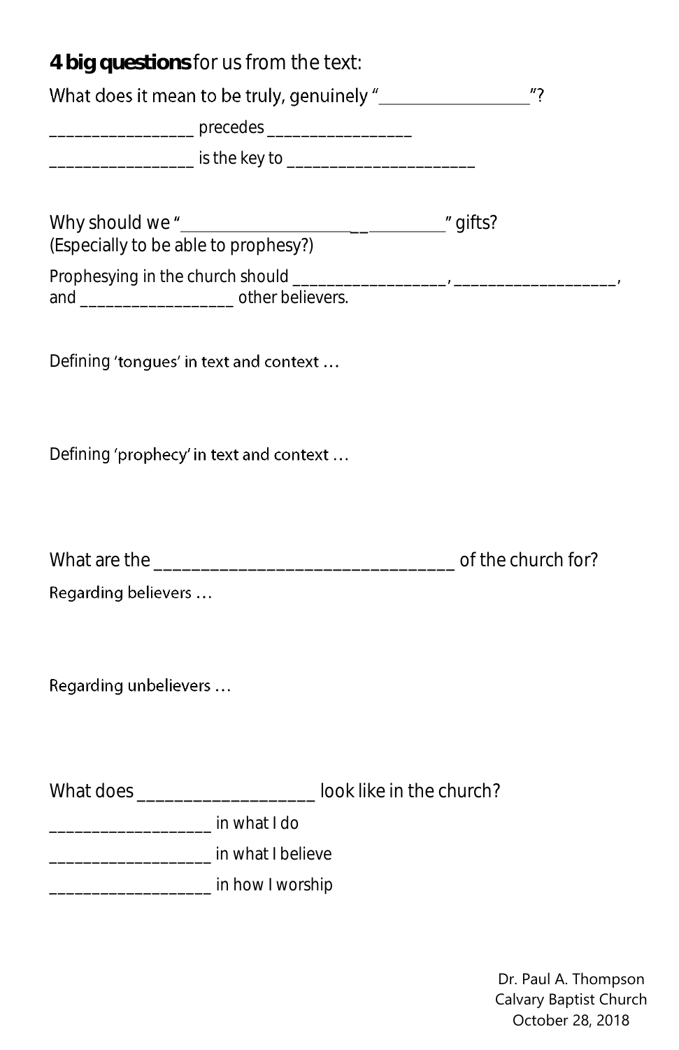**4 big questions** for us from the text:

What does it mean to be truly, genuinely "_________________"?

_________________ precedes _________________

_________________ is the key to ______________________

Why should we "______________________________" gifts?
(Especially to be able to prophesy?)

Prophesying in the church should ___________________, ___________________, and __________________ other believers.

Defining 'tongues' in text and context …

Defining 'prophecy' in text and context …

What are the ________________________________ of the church for?

Regarding believers …

Regarding unbelievers …

What does ___________________ look like in the church?

___________________ in what I do

___________________ in what I believe

___________________ in how I worship

Dr. Paul A. Thompson
Calvary Baptist Church
October 28, 2018